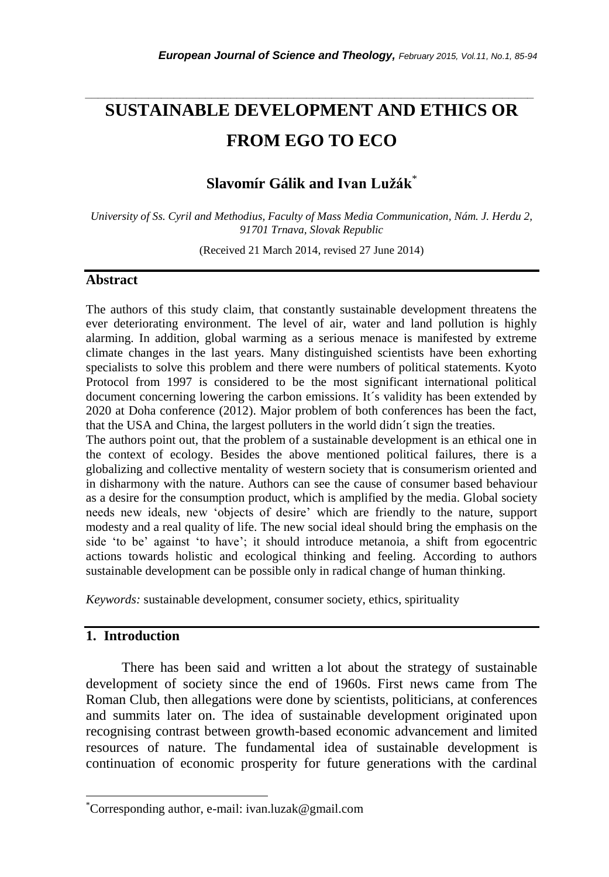# SUSTAINABLE DEVELOPMENT AND ETHICS OR FROM EGO TO ECO

**Slavomír Gálik and Ivan Lužák**[*]

*University of Ss. Cyril and Methodius, Faculty of Mass Media Communication, Nám. J. Herdu 2, 91701 Trnava, Slovak Republic*

(Received 21 March 2014, revised 27 June 2014)

## Abstract

The authors of this study claim, that constantly sustainable development threatens the ever deteriorating environment. The level of air, water and land pollution is highly alarming. In addition, global warming as a serious menace is manifested by extreme climate changes in the last years. Many distinguished scientists have been exhorting specialists to solve this problem and there were numbers of political statements. Kyoto Protocol from 1997 is considered to be the most significant international political document concerning lowering the carbon emissions. It´s validity has been extended by 2020 at Doha conference (2012). Major problem of both conferences has been the fact, that the USA and China, the largest polluters in the world didn´t sign the treaties.

The authors point out, that the problem of a sustainable development is an ethical one in the context of ecology. Besides the above mentioned political failures, there is a globalizing and collective mentality of western society that is consumerism oriented and in disharmony with the nature. Authors can see the cause of consumer based behaviour as a desire for the consumption product, which is amplified by the media. Global society needs new ideals, new 'objects of desire' which are friendly to the nature, support modesty and a real quality of life. The new social ideal should bring the emphasis on the side 'to be' against 'to have'; it should introduce metanoia, a shift from egocentric actions towards holistic and ecological thinking and feeling. According to authors sustainable development can be possible only in radical change of human thinking.

*Keywords:* sustainable development, consumer society, ethics, spirituality

## 1. Introduction

There has been said and written a lot about the strategy of sustainable development of society since the end of 1960s. First news came from The Roman Club, then allegations were done by scientists, politicians, at conferences and summits later on. The idea of sustainable development originated upon recognising contrast between growth-based economic advancement and limited resources of nature. The fundamental idea of sustainable development is continuation of economic prosperity for future generations with the cardinal

---

[*] Corresponding author, e-mail: ivan.luzak@gmail.com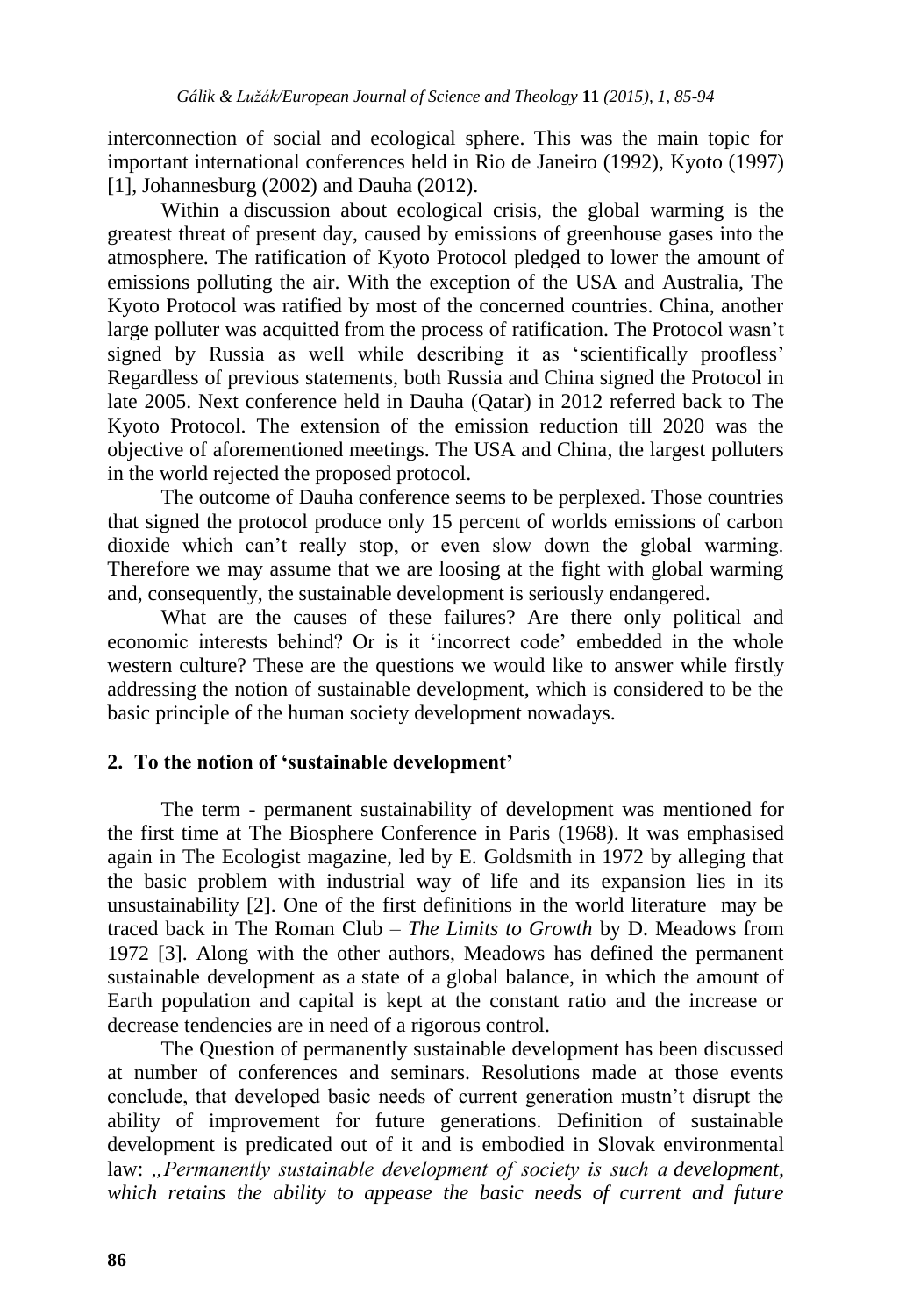interconnection of social and ecological sphere. This was the main topic for important international conferences held in Rio de Janeiro (1992), Kyoto (1997) [1], Johannesburg (2002) and Dauha (2012).

Within a discussion about ecological crisis, the global warming is the greatest threat of present day, caused by emissions of greenhouse gases into the atmosphere. The ratification of Kyoto Protocol pledged to lower the amount of emissions polluting the air. With the exception of the USA and Australia, The Kyoto Protocol was ratified by most of the concerned countries. China, another large polluter was acquitted from the process of ratification. The Protocol wasn't signed by Russia as well while describing it as 'scientifically proofless' Regardless of previous statements, both Russia and China signed the Protocol in late 2005. Next conference held in Dauha (Qatar) in 2012 referred back to The Kyoto Protocol. The extension of the emission reduction till 2020 was the objective of aforementioned meetings. The USA and China, the largest polluters in the world rejected the proposed protocol.

The outcome of Dauha conference seems to be perplexed. Those countries that signed the protocol produce only 15 percent of worlds emissions of carbon dioxide which can't really stop, or even slow down the global warming. Therefore we may assume that we are loosing at the fight with global warming and, consequently, the sustainable development is seriously endangered.

What are the causes of these failures? Are there only political and economic interests behind? Or is it 'incorrect code' embedded in the whole western culture? These are the questions we would like to answer while firstly addressing the notion of sustainable development, which is considered to be the basic principle of the human society development nowadays.

## 2. To the notion of 'sustainable development'

The term - permanent sustainability of development was mentioned for the first time at The Biosphere Conference in Paris (1968). It was emphasised again in The Ecologist magazine, led by E. Goldsmith in 1972 by alleging that the basic problem with industrial way of life and its expansion lies in its unsustainability [2]. One of the first definitions in the world literature may be traced back in The Roman Club – *The Limits to Growth* by D. Meadows from 1972 [3]. Along with the other authors, Meadows has defined the permanent sustainable development as a state of a global balance, in which the amount of Earth population and capital is kept at the constant ratio and the increase or decrease tendencies are in need of a rigorous control.

The Question of permanently sustainable development has been discussed at number of conferences and seminars. Resolutions made at those events conclude, that developed basic needs of current generation mustn't disrupt the ability of improvement for future generations. Definition of sustainable development is predicated out of it and is embodied in Slovak environmental law: *„Permanently sustainable development of society is such a development, which retains the ability to appease the basic needs of current and future*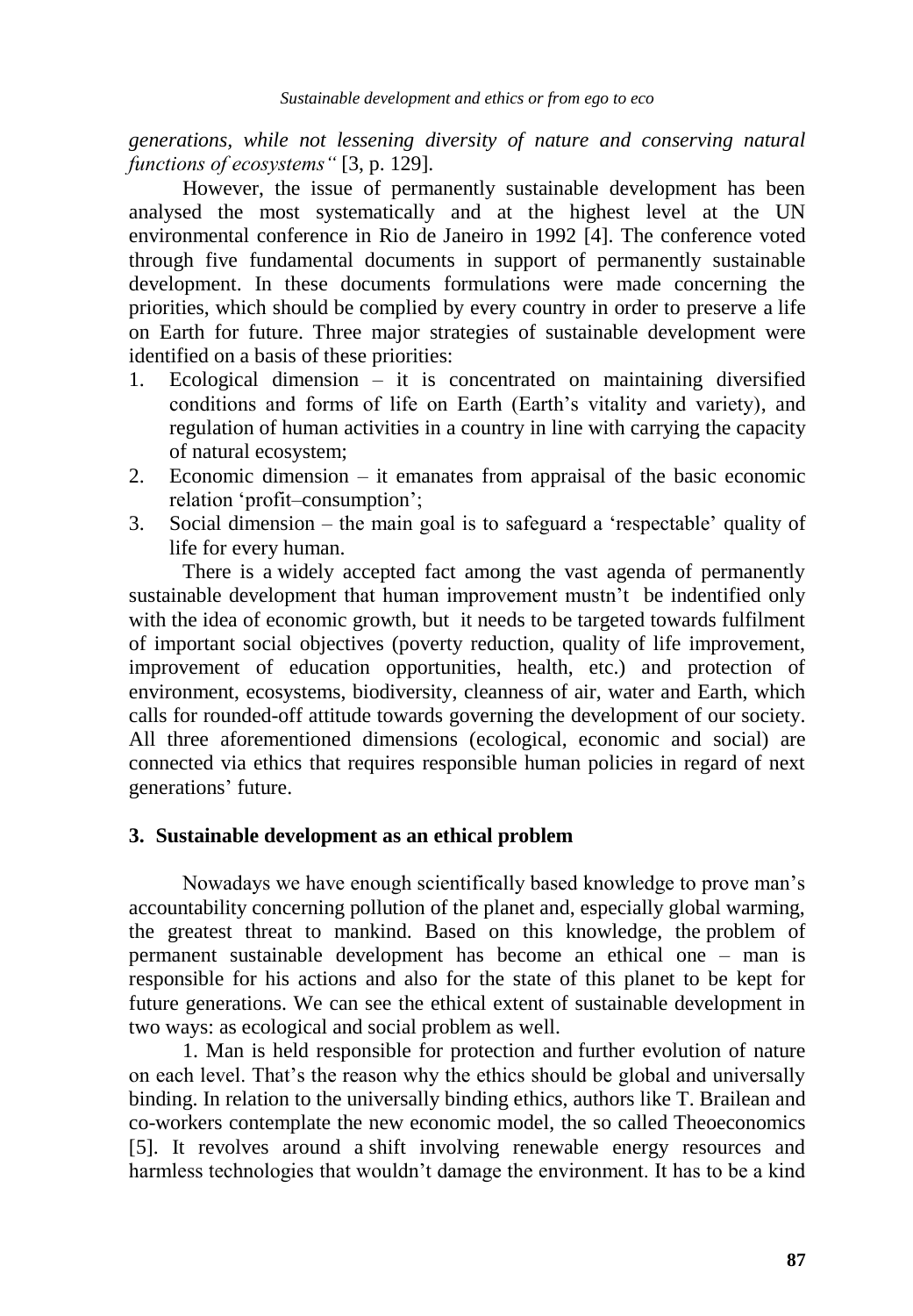*generations, while not lessening diversity of nature and conserving natural functions of ecosystems"* [3, p. 129].

However, the issue of permanently sustainable development has been analysed the most systematically and at the highest level at the UN environmental conference in Rio de Janeiro in 1992 [4]. The conference voted through five fundamental documents in support of permanently sustainable development. In these documents formulations were made concerning the priorities, which should be complied by every country in order to preserve a life on Earth for future. Three major strategies of sustainable development were identified on a basis of these priorities:

1. Ecological dimension – it is concentrated on maintaining diversified conditions and forms of life on Earth (Earth's vitality and variety), and regulation of human activities in a country in line with carrying the capacity of natural ecosystem;
2. Economic dimension – it emanates from appraisal of the basic economic relation 'profit–consumption';
3. Social dimension – the main goal is to safeguard a 'respectable' quality of life for every human.

There is a widely accepted fact among the vast agenda of permanently sustainable development that human improvement mustn't be indentified only with the idea of economic growth, but it needs to be targeted towards fulfilment of important social objectives (poverty reduction, quality of life improvement, improvement of education opportunities, health, etc.) and protection of environment, ecosystems, biodiversity, cleanness of air, water and Earth, which calls for rounded-off attitude towards governing the development of our society. All three aforementioned dimensions (ecological, economic and social) are connected via ethics that requires responsible human policies in regard of next generations' future.

## 3. Sustainable development as an ethical problem

Nowadays we have enough scientifically based knowledge to prove man's accountability concerning pollution of the planet and, especially global warming, the greatest threat to mankind. Based on this knowledge, the problem of permanent sustainable development has become an ethical one – man is responsible for his actions and also for the state of this planet to be kept for future generations. We can see the ethical extent of sustainable development in two ways: as ecological and social problem as well.

1. Man is held responsible for protection and further evolution of nature on each level. That's the reason why the ethics should be global and universally binding. In relation to the universally binding ethics, authors like T. Brailean and co-workers contemplate the new economic model, the so called Theoeconomics [5]. It revolves around a shift involving renewable energy resources and harmless technologies that wouldn't damage the environment. It has to be a kind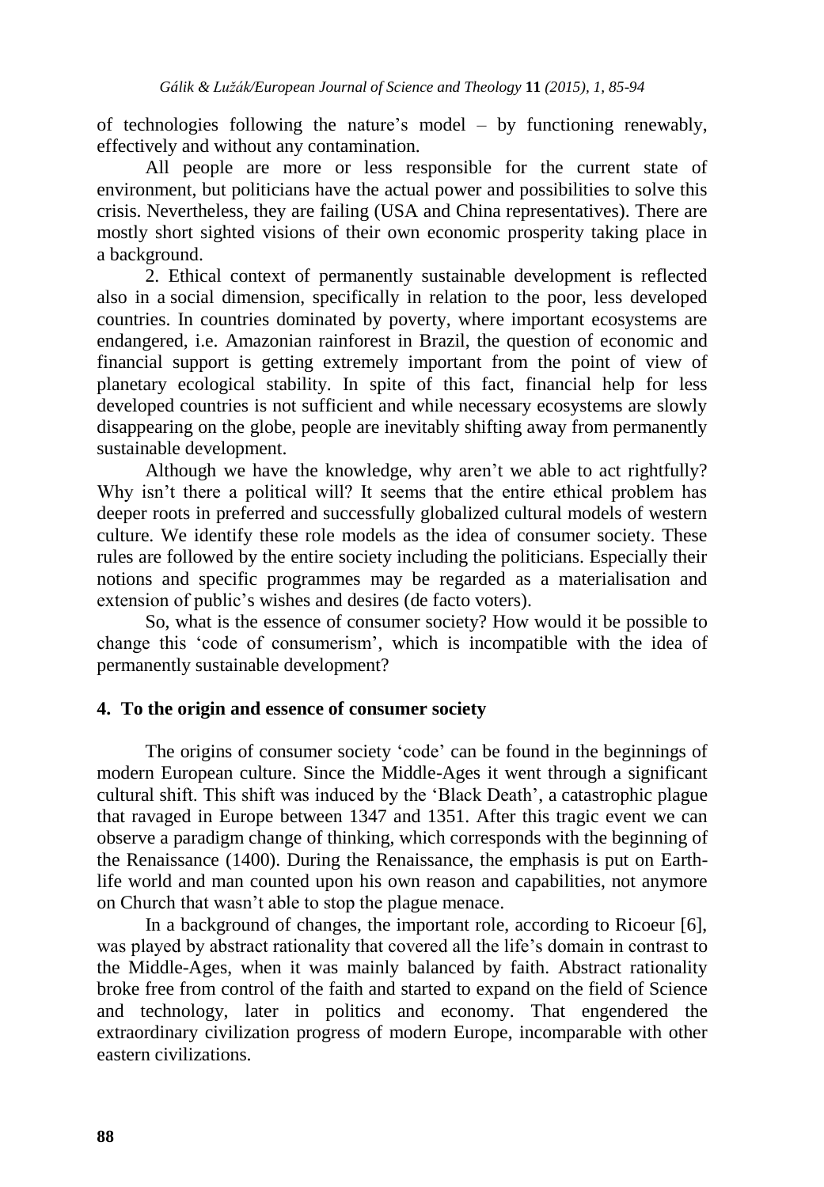of technologies following the nature's model – by functioning renewably, effectively and without any contamination.

All people are more or less responsible for the current state of environment, but politicians have the actual power and possibilities to solve this crisis. Nevertheless, they are failing (USA and China representatives). There are mostly short sighted visions of their own economic prosperity taking place in a background.

2. Ethical context of permanently sustainable development is reflected also in a social dimension, specifically in relation to the poor, less developed countries. In countries dominated by poverty, where important ecosystems are endangered, i.e. Amazonian rainforest in Brazil, the question of economic and financial support is getting extremely important from the point of view of planetary ecological stability. In spite of this fact, financial help for less developed countries is not sufficient and while necessary ecosystems are slowly disappearing on the globe, people are inevitably shifting away from permanently sustainable development.

Although we have the knowledge, why aren't we able to act rightfully? Why isn't there a political will? It seems that the entire ethical problem has deeper roots in preferred and successfully globalized cultural models of western culture. We identify these role models as the idea of consumer society. These rules are followed by the entire society including the politicians. Especially their notions and specific programmes may be regarded as a materialisation and extension of public's wishes and desires (de facto voters).

So, what is the essence of consumer society? How would it be possible to change this 'code of consumerism', which is incompatible with the idea of permanently sustainable development?

## 4. To the origin and essence of consumer society

The origins of consumer society 'code' can be found in the beginnings of modern European culture. Since the Middle-Ages it went through a significant cultural shift. This shift was induced by the 'Black Death', a catastrophic plague that ravaged in Europe between 1347 and 1351. After this tragic event we can observe a paradigm change of thinking, which corresponds with the beginning of the Renaissance (1400). During the Renaissance, the emphasis is put on Earth-life world and man counted upon his own reason and capabilities, not anymore on Church that wasn't able to stop the plague menace.

In a background of changes, the important role, according to Ricoeur [6], was played by abstract rationality that covered all the life's domain in contrast to the Middle-Ages, when it was mainly balanced by faith. Abstract rationality broke free from control of the faith and started to expand on the field of Science and technology, later in politics and economy. That engendered the extraordinary civilization progress of modern Europe, incomparable with other eastern civilizations.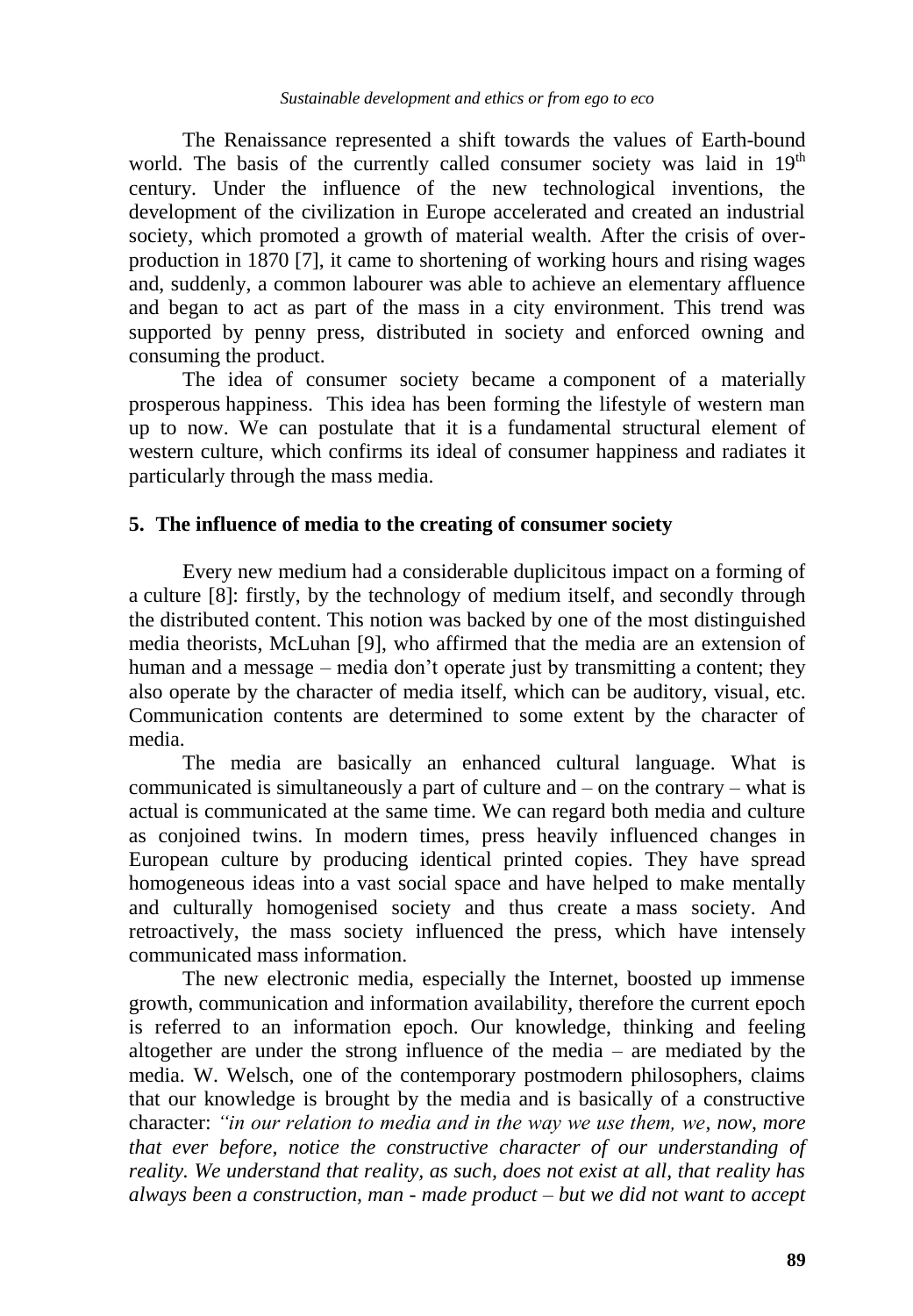The Renaissance represented a shift towards the values of Earth-bound world. The basis of the currently called consumer society was laid in 19th century. Under the influence of the new technological inventions, the development of the civilization in Europe accelerated and created an industrial society, which promoted a growth of material wealth. After the crisis of over-production in 1870 [7], it came to shortening of working hours and rising wages and, suddenly, a common labourer was able to achieve an elementary affluence and began to act as part of the mass in a city environment. This trend was supported by penny press, distributed in society and enforced owning and consuming the product.

The idea of consumer society became a component of a materially prosperous happiness. This idea has been forming the lifestyle of western man up to now. We can postulate that it is a fundamental structural element of western culture, which confirms its ideal of consumer happiness and radiates it particularly through the mass media.

## 5. The influence of media to the creating of consumer society

Every new medium had a considerable duplicitous impact on a forming of a culture [8]: firstly, by the technology of medium itself, and secondly through the distributed content. This notion was backed by one of the most distinguished media theorists, McLuhan [9], who affirmed that the media are an extension of human and a message – media don't operate just by transmitting a content; they also operate by the character of media itself, which can be auditory, visual, etc. Communication contents are determined to some extent by the character of media.

The media are basically an enhanced cultural language. What is communicated is simultaneously a part of culture and – on the contrary – what is actual is communicated at the same time. We can regard both media and culture as conjoined twins. In modern times, press heavily influenced changes in European culture by producing identical printed copies. They have spread homogeneous ideas into a vast social space and have helped to make mentally and culturally homogenised society and thus create a mass society. And retroactively, the mass society influenced the press, which have intensely communicated mass information.

The new electronic media, especially the Internet, boosted up immense growth, communication and information availability, therefore the current epoch is referred to an information epoch. Our knowledge, thinking and feeling altogether are under the strong influence of the media – are mediated by the media. W. Welsch, one of the contemporary postmodern philosophers, claims that our knowledge is brought by the media and is basically of a constructive character: *"in our relation to media and in the way we use them, we, now, more that ever before, notice the constructive character of our understanding of reality. We understand that reality, as such, does not exist at all, that reality has always been a construction, man - made product – but we did not want to accept*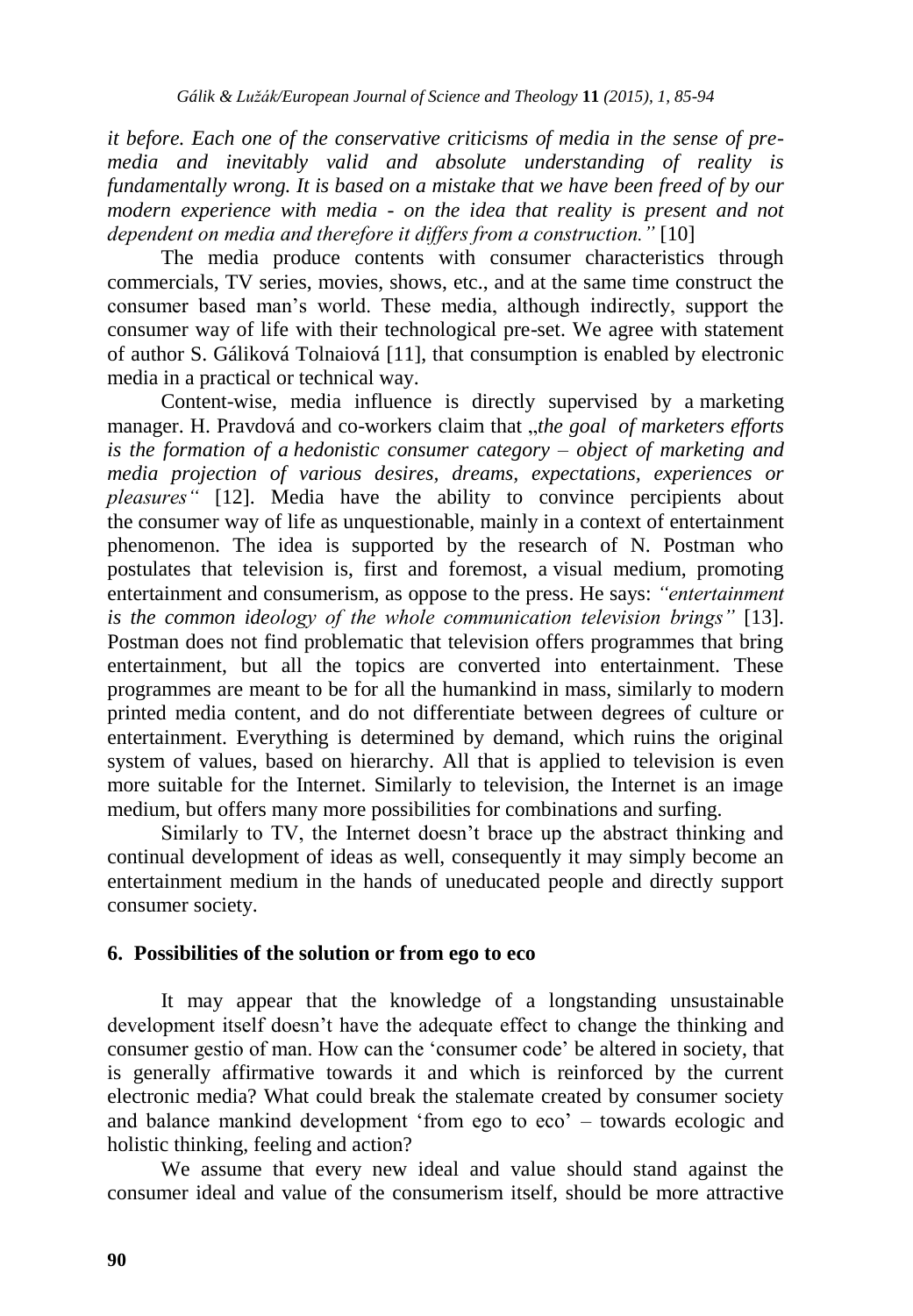*it before. Each one of the conservative criticisms of media in the sense of pre-media and inevitably valid and absolute understanding of reality is fundamentally wrong. It is based on a mistake that we have been freed of by our modern experience with media - on the idea that reality is present and not dependent on media and therefore it differs from a construction."* [10]

The media produce contents with consumer characteristics through commercials, TV series, movies, shows, etc., and at the same time construct the consumer based man's world. These media, although indirectly, support the consumer way of life with their technological pre-set. We agree with statement of author S. Gáliková Tolnaiová [11], that consumption is enabled by electronic media in a practical or technical way.

Content-wise, media influence is directly supervised by a marketing manager. H. Pravdová and co-workers claim that „*the goal of marketers efforts is the formation of a hedonistic consumer category – object of marketing and media projection of various desires, dreams, expectations, experiences or pleasures"* [12]. Media have the ability to convince percipients about the consumer way of life as unquestionable, mainly in a context of entertainment phenomenon. The idea is supported by the research of N. Postman who postulates that television is, first and foremost, a visual medium, promoting entertainment and consumerism, as oppose to the press. He says: *"entertainment is the common ideology of the whole communication television brings"* [13]. Postman does not find problematic that television offers programmes that bring entertainment, but all the topics are converted into entertainment. These programmes are meant to be for all the humankind in mass, similarly to modern printed media content, and do not differentiate between degrees of culture or entertainment. Everything is determined by demand, which ruins the original system of values, based on hierarchy. All that is applied to television is even more suitable for the Internet. Similarly to television, the Internet is an image medium, but offers many more possibilities for combinations and surfing.

Similarly to TV, the Internet doesn't brace up the abstract thinking and continual development of ideas as well, consequently it may simply become an entertainment medium in the hands of uneducated people and directly support consumer society.

## 6. Possibilities of the solution or from ego to eco

It may appear that the knowledge of a longstanding unsustainable development itself doesn't have the adequate effect to change the thinking and consumer gestio of man. How can the 'consumer code' be altered in society, that is generally affirmative towards it and which is reinforced by the current electronic media? What could break the stalemate created by consumer society and balance mankind development 'from ego to eco' – towards ecologic and holistic thinking, feeling and action?

We assume that every new ideal and value should stand against the consumer ideal and value of the consumerism itself, should be more attractive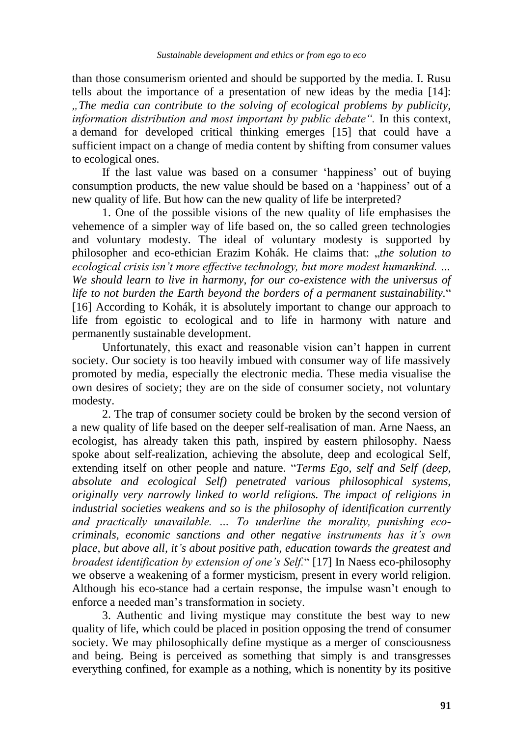than those consumerism oriented and should be supported by the media. I. Rusu tells about the importance of a presentation of new ideas by the media [14]: *„The media can contribute to the solving of ecological problems by publicity, information distribution and most important by public debate“.* In this context, a demand for developed critical thinking emerges [15] that could have a sufficient impact on a change of media content by shifting from consumer values to ecological ones.

If the last value was based on a consumer 'happiness' out of buying consumption products, the new value should be based on a 'happiness' out of a new quality of life. But how can the new quality of life be interpreted?

1. One of the possible visions of the new quality of life emphasises the vehemence of a simpler way of life based on, the so called green technologies and voluntary modesty. The ideal of voluntary modesty is supported by philosopher and eco-ethician Erazim Kohák. He claims that: „*the solution to ecological crisis isn't more effective technology, but more modest humankind. … We should learn to live in harmony, for our co-existence with the universus of life to not burden the Earth beyond the borders of a permanent sustainability.*“ [16] According to Kohák, it is absolutely important to change our approach to life from egoistic to ecological and to life in harmony with nature and permanently sustainable development.

Unfortunately, this exact and reasonable vision can't happen in current society. Our society is too heavily imbued with consumer way of life massively promoted by media, especially the electronic media. These media visualise the own desires of society; they are on the side of consumer society, not voluntary modesty.

2. The trap of consumer society could be broken by the second version of a new quality of life based on the deeper self-realisation of man. Arne Naess, an ecologist, has already taken this path, inspired by eastern philosophy. Naess spoke about self-realization, achieving the absolute, deep and ecological Self, extending itself on other people and nature. "*Terms Ego, self and Self (deep, absolute and ecological Self) penetrated various philosophical systems, originally very narrowly linked to world religions. The impact of religions in industrial societies weakens and so is the philosophy of identification currently and practically unavailable. … To underline the morality, punishing eco-criminals, economic sanctions and other negative instruments has it's own place, but above all, it's about positive path, education towards the greatest and broadest identification by extension of one's Self.*“ [17] In Naess eco-philosophy we observe a weakening of a former mysticism, present in every world religion. Although his eco-stance had a certain response, the impulse wasn't enough to enforce a needed man's transformation in society.

3. Authentic and living mystique may constitute the best way to new quality of life, which could be placed in position opposing the trend of consumer society. We may philosophically define mystique as a merger of consciousness and being. Being is perceived as something that simply is and transgresses everything confined, for example as a nothing, which is nonentity by its positive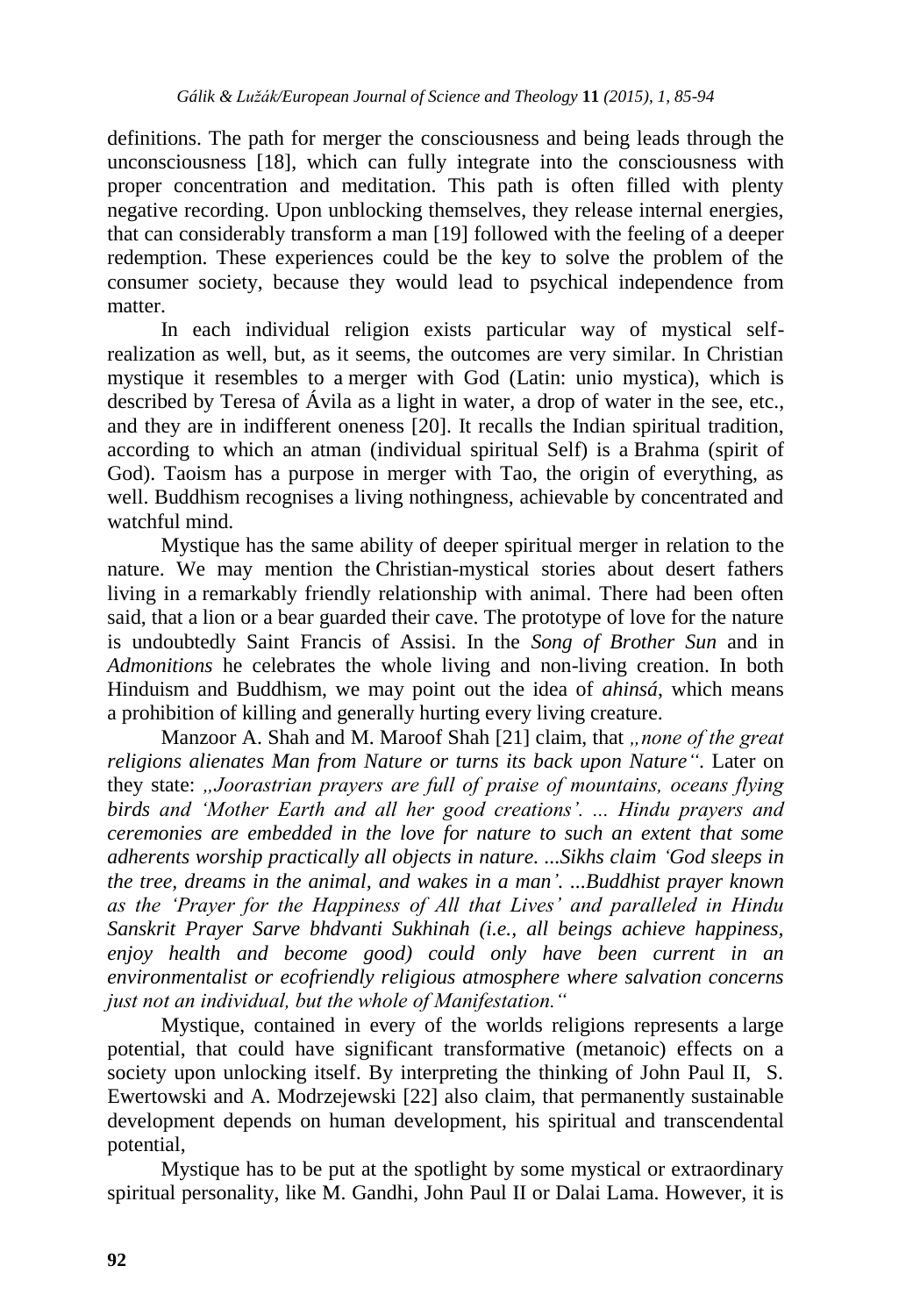definitions. The path for merger the consciousness and being leads through the unconsciousness [18], which can fully integrate into the consciousness with proper concentration and meditation. This path is often filled with plenty negative recording. Upon unblocking themselves, they release internal energies, that can considerably transform a man [19] followed with the feeling of a deeper redemption. These experiences could be the key to solve the problem of the consumer society, because they would lead to psychical independence from matter.

In each individual religion exists particular way of mystical self-realization as well, but, as it seems, the outcomes are very similar. In Christian mystique it resembles to a merger with God (Latin: unio mystica), which is described by Teresa of Ávila as a light in water, a drop of water in the see, etc., and they are in indifferent oneness [20]. It recalls the Indian spiritual tradition, according to which an atman (individual spiritual Self) is a Brahma (spirit of God). Taoism has a purpose in merger with Tao, the origin of everything, as well. Buddhism recognises a living nothingness, achievable by concentrated and watchful mind.

Mystique has the same ability of deeper spiritual merger in relation to the nature. We may mention the Christian-mystical stories about desert fathers living in a remarkably friendly relationship with animal. There had been often said, that a lion or a bear guarded their cave. The prototype of love for the nature is undoubtedly Saint Francis of Assisi. In the *Song of Brother Sun* and in *Admonitions* he celebrates the whole living and non-living creation. In both Hinduism and Buddhism, we may point out the idea of *ahinsá*, which means a prohibition of killing and generally hurting every living creature.

Manzoor A. Shah and M. Maroof Shah [21] claim, that *„none of the great religions alienates Man from Nature or turns its back upon Nature“*. Later on they state: *„Joorastrian prayers are full of praise of mountains, oceans flying birds and 'Mother Earth and all her good creations'. ... Hindu prayers and ceremonies are embedded in the love for nature to such an extent that some adherents worship practically all objects in nature. ...Sikhs claim 'God sleeps in the tree, dreams in the animal, and wakes in a man'. ...Buddhist prayer known as the 'Prayer for the Happiness of All that Lives' and paralleled in Hindu Sanskrit Prayer Sarve bhdvanti Sukhinah (i.e., all beings achieve happiness, enjoy health and become good) could only have been current in an environmentalist or ecofriendly religious atmosphere where salvation concerns just not an individual, but the whole of Manifestation.“*

Mystique, contained in every of the worlds religions represents a large potential, that could have significant transformative (metanoic) effects on a society upon unlocking itself. By interpreting the thinking of John Paul II, S. Ewertowski and A. Modrzejewski [22] also claim, that permanently sustainable development depends on human development, his spiritual and transcendental potential,

Mystique has to be put at the spotlight by some mystical or extraordinary spiritual personality, like M. Gandhi, John Paul II or Dalai Lama. However, it is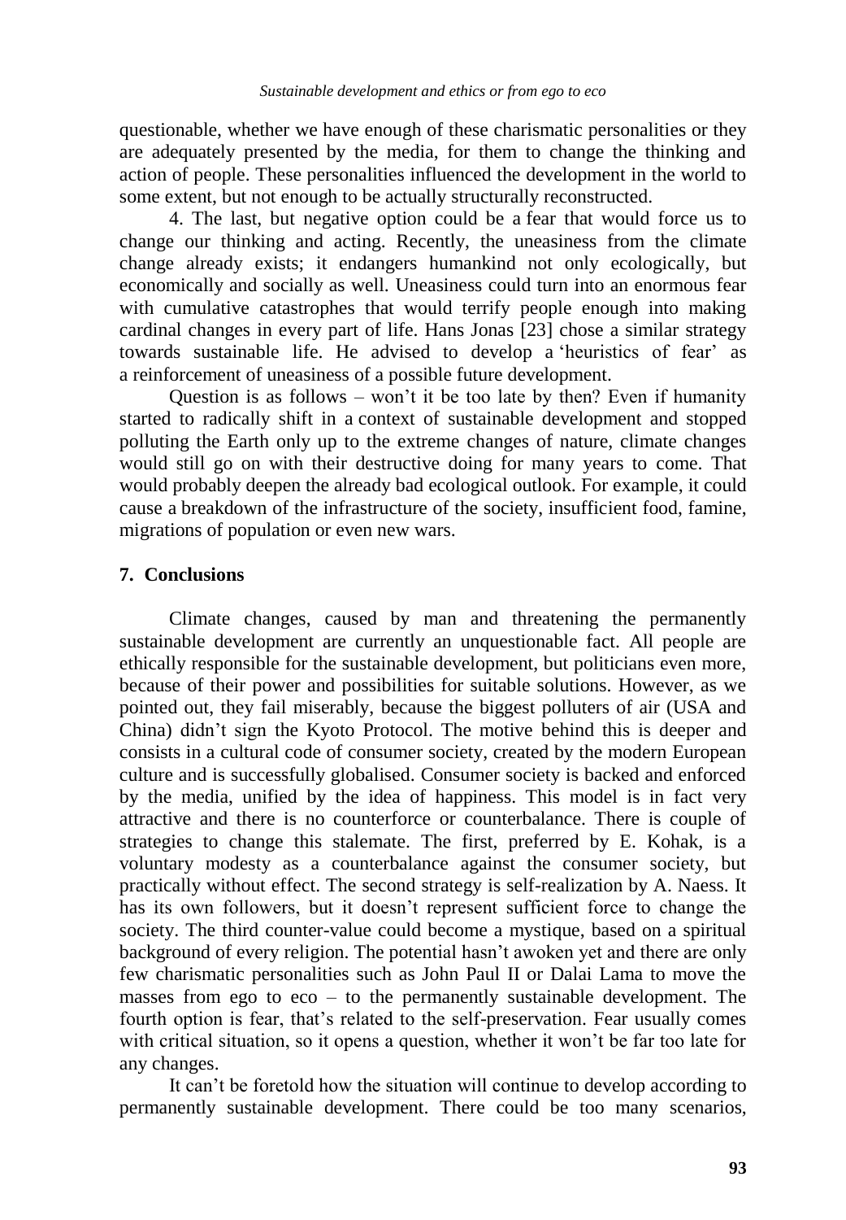questionable, whether we have enough of these charismatic personalities or they are adequately presented by the media, for them to change the thinking and action of people. These personalities influenced the development in the world to some extent, but not enough to be actually structurally reconstructed.

4. The last, but negative option could be a fear that would force us to change our thinking and acting. Recently, the uneasiness from the climate change already exists; it endangers humankind not only ecologically, but economically and socially as well. Uneasiness could turn into an enormous fear with cumulative catastrophes that would terrify people enough into making cardinal changes in every part of life. Hans Jonas [23] chose a similar strategy towards sustainable life. He advised to develop a 'heuristics of fear' as a reinforcement of uneasiness of a possible future development.

Question is as follows – won't it be too late by then? Even if humanity started to radically shift in a context of sustainable development and stopped polluting the Earth only up to the extreme changes of nature, climate changes would still go on with their destructive doing for many years to come. That would probably deepen the already bad ecological outlook. For example, it could cause a breakdown of the infrastructure of the society, insufficient food, famine, migrations of population or even new wars.

## 7. Conclusions

Climate changes, caused by man and threatening the permanently sustainable development are currently an unquestionable fact. All people are ethically responsible for the sustainable development, but politicians even more, because of their power and possibilities for suitable solutions. However, as we pointed out, they fail miserably, because the biggest polluters of air (USA and China) didn't sign the Kyoto Protocol. The motive behind this is deeper and consists in a cultural code of consumer society, created by the modern European culture and is successfully globalised. Consumer society is backed and enforced by the media, unified by the idea of happiness. This model is in fact very attractive and there is no counterforce or counterbalance. There is couple of strategies to change this stalemate. The first, preferred by E. Kohak, is a voluntary modesty as a counterbalance against the consumer society, but practically without effect. The second strategy is self-realization by A. Naess. It has its own followers, but it doesn't represent sufficient force to change the society. The third counter-value could become a mystique, based on a spiritual background of every religion. The potential hasn't awoken yet and there are only few charismatic personalities such as John Paul II or Dalai Lama to move the masses from ego to eco – to the permanently sustainable development. The fourth option is fear, that's related to the self-preservation. Fear usually comes with critical situation, so it opens a question, whether it won't be far too late for any changes.

It can't be foretold how the situation will continue to develop according to permanently sustainable development. There could be too many scenarios,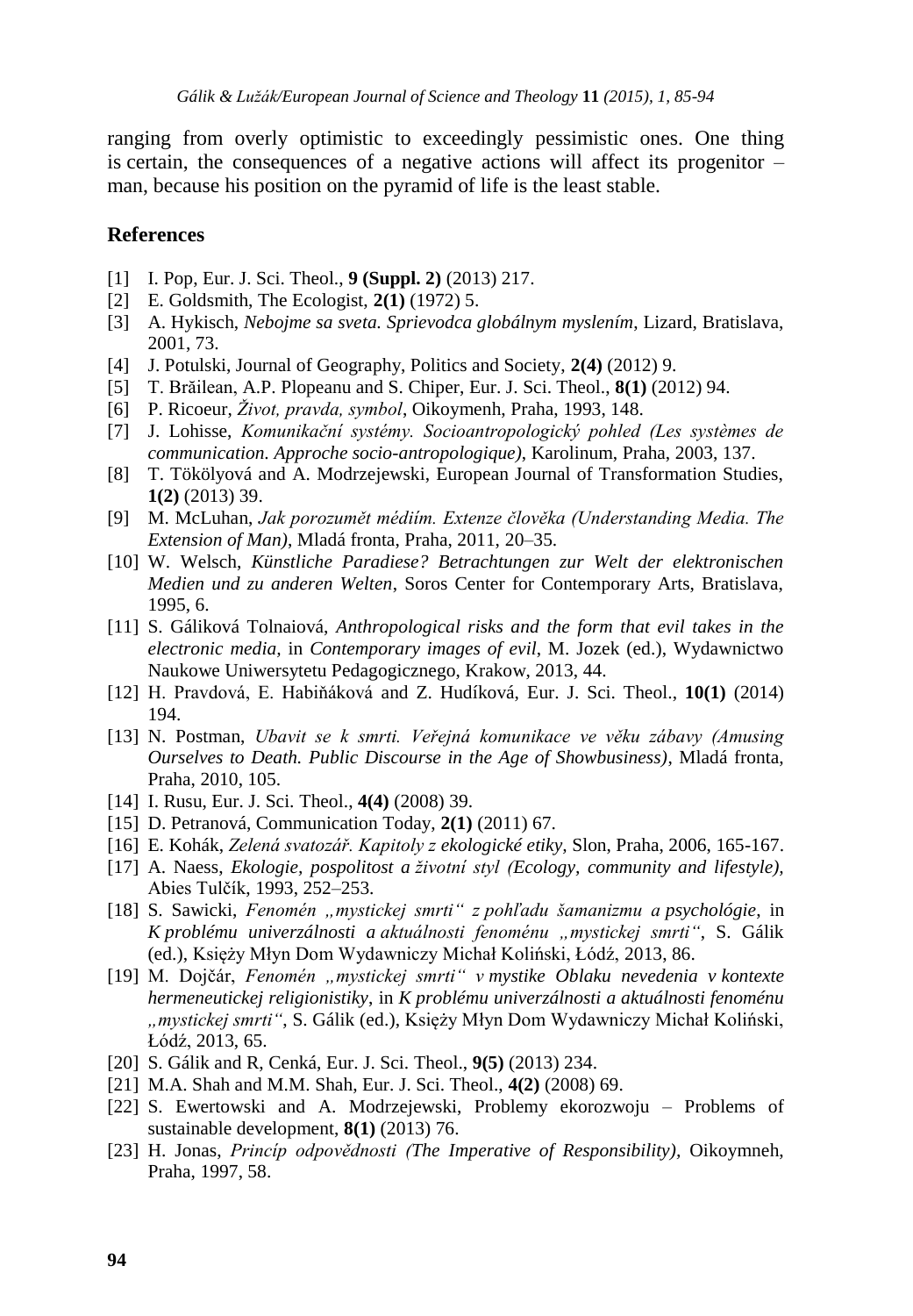ranging from overly optimistic to exceedingly pessimistic ones. One thing is certain, the consequences of a negative actions will affect its progenitor – man, because his position on the pyramid of life is the least stable.

## References

[1] I. Pop, Eur. J. Sci. Theol., **9 (Suppl. 2)** (2013) 217.

[2] E. Goldsmith, The Ecologist, **2(1)** (1972) 5.

[3] A. Hykisch, *Nebojme sa sveta. Sprievodca globálnym myslením*, Lizard, Bratislava, 2001, 73.

[4] J. Potulski, Journal of Geography, Politics and Society, **2(4)** (2012) 9.

[5] T. Brăilean, A.P. Plopeanu and S. Chiper, Eur. J. Sci. Theol., **8(1)** (2012) 94.

[6] P. Ricoeur, *Život, pravda, symbol*, Oikoymenh, Praha, 1993, 148.

[7] J. Lohisse, *Komunikační systémy. Socioantropologický pohled (Les systèmes de communication. Approche socio-antropologique)*, Karolinum, Praha, 2003, 137.

[8] T. Tökölyová and A. Modrzejewski, European Journal of Transformation Studies, **1(2)** (2013) 39.

[9] M. McLuhan, *Jak porozumět médiím. Extenze člověka (Understanding Media. The Extension of Man)*, Mladá fronta, Praha, 2011, 20–35.

[10] W. Welsch, *Künstliche Paradiese? Betrachtungen zur Welt der elektronischen Medien und zu anderen Welten*, Soros Center for Contemporary Arts, Bratislava, 1995, 6.

[11] S. Gáliková Tolnaiová, *Anthropological risks and the form that evil takes in the electronic media*, in *Contemporary images of evil*, M. Jozek (ed.), Wydawnictwo Naukowe Uniwersytetu Pedagogicznego, Krakow, 2013, 44.

[12] H. Pravdová, E. Habiňáková and Z. Hudíková, Eur. J. Sci. Theol., **10(1)** (2014) 194.

[13] N. Postman, *Ubavit se k smrti. Veřejná komunikace ve věku zábavy (Amusing Ourselves to Death. Public Discourse in the Age of Showbusiness)*, Mladá fronta, Praha, 2010, 105.

[14] I. Rusu, Eur. J. Sci. Theol., **4(4)** (2008) 39.

[15] D. Petranová, Communication Today, **2(1)** (2011) 67.

[16] E. Kohák, *Zelená svatozář. Kapitoly z ekologické etiky*, Slon, Praha, 2006, 165-167.

[17] A. Naess, *Ekologie, pospolitost a životní styl (Ecology, community and lifestyle)*, Abies Tulčík, 1993, 252–253.

[18] S. Sawicki, *Fenomén „mystickej smrti" z pohľadu šamanizmu a psychológie*, in *K problému univerzálnosti a aktuálnosti fenoménu „mystickej smrti"*, S. Gálik (ed.), Księży Młyn Dom Wydawniczy Michał Koliński, Łódź, 2013, 86.

[19] M. Dojčár, *Fenomén „mystickej smrti" v mystike Oblaku nevedenia v kontexte hermeneutickej religionistiky*, in *K problému univerzálnosti a aktuálnosti fenoménu „mystickej smrti"*, S. Gálik (ed.), Księży Młyn Dom Wydawniczy Michał Koliński, Łódź, 2013, 65.

[20] S. Gálik and R, Cenká, Eur. J. Sci. Theol., **9(5)** (2013) 234.

[21] M.A. Shah and M.M. Shah, Eur. J. Sci. Theol., **4(2)** (2008) 69.

[22] S. Ewertowski and A. Modrzejewski, Problemy ekorozwoju – Problems of sustainable development, **8(1)** (2013) 76.

[23] H. Jonas, *Princíp odpovědnosti (The Imperative of Responsibility)*, Oikoymneh, Praha, 1997, 58.